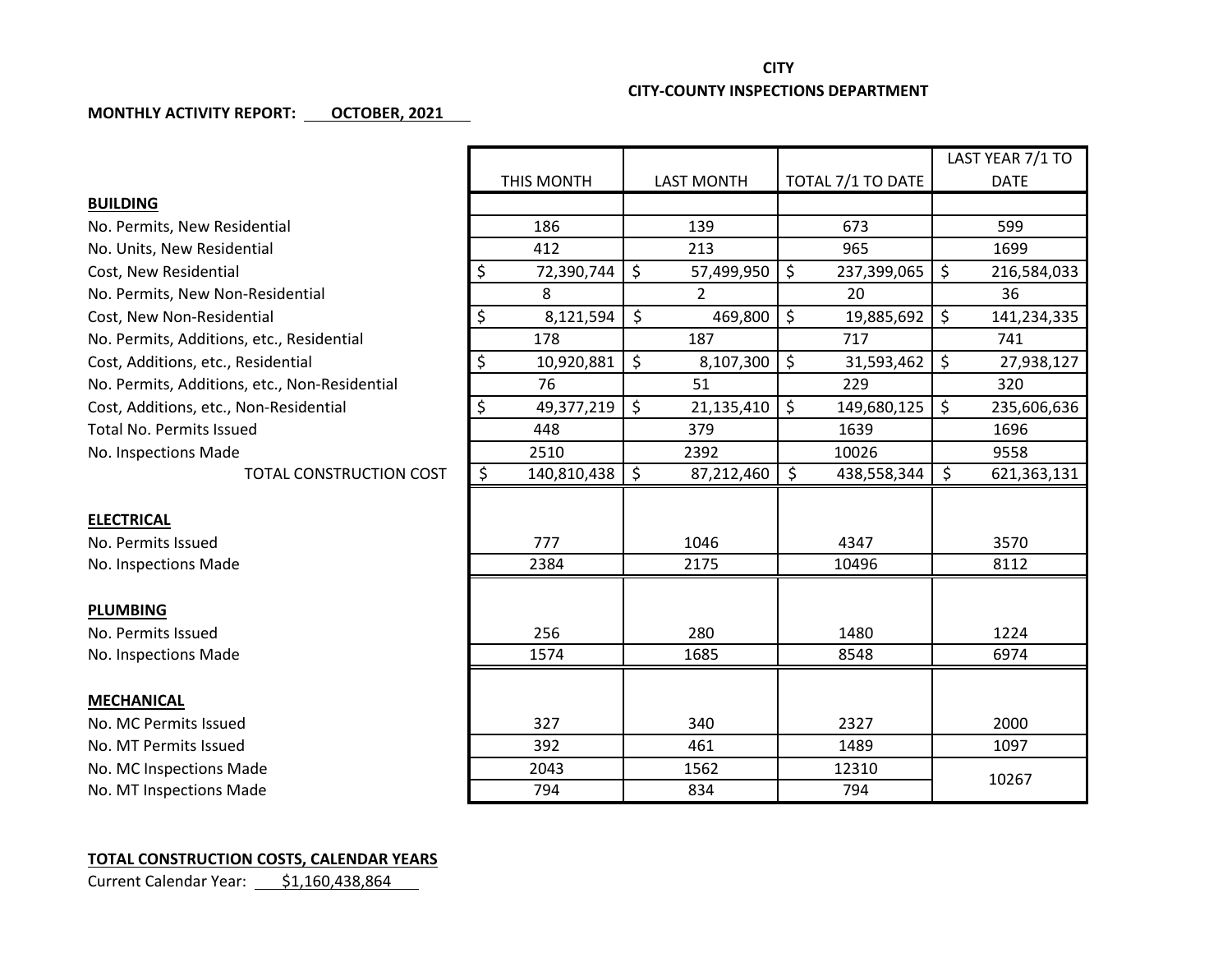**CITY**

**CITY-COUNTY INSPECTIONS DEPARTMENT**

**MONTHLY ACTIVITY REPORT: OCTOBER, 2021**

| | THIS MONTH | LAST MONTH | TOTAL 7/1 TO DATE | LAST YEAR 7/1 TO DATE |
|---|---|---|---|---|
| **BUILDING** | | | | |
| No. Permits, New Residential | 186 | 139 | 673 | 599 |
| No. Units, New Residential | 412 | 213 | 965 | 1699 |
| Cost, New Residential | $ 72,390,744 | $ 57,499,950 | $ 237,399,065 | $ 216,584,033 |
| No. Permits, New Non-Residential | 8 | 2 | 20 | 36 |
| Cost, New Non-Residential | $ 8,121,594 | $ 469,800 | $ 19,885,692 | $ 141,234,335 |
| No. Permits, Additions, etc., Residential | 178 | 187 | 717 | 741 |
| Cost, Additions, etc., Residential | $ 10,920,881 | $ 8,107,300 | $ 31,593,462 | $ 27,938,127 |
| No. Permits, Additions, etc., Non-Residential | 76 | 51 | 229 | 320 |
| Cost, Additions, etc., Non-Residential | $ 49,377,219 | $ 21,135,410 | $ 149,680,125 | $ 235,606,636 |
| Total No. Permits Issued | 448 | 379 | 1639 | 1696 |
| No. Inspections Made | 2510 | 2392 | 10026 | 9558 |
| TOTAL CONSTRUCTION COST | $ 140,810,438 | $ 87,212,460 | $ 438,558,344 | $ 621,363,131 |
| **ELECTRICAL** | | | | |
| No. Permits Issued | 777 | 1046 | 4347 | 3570 |
| No. Inspections Made | 2384 | 2175 | 10496 | 8112 |
| **PLUMBING** | | | | |
| No. Permits Issued | 256 | 280 | 1480 | 1224 |
| No. Inspections Made | 1574 | 1685 | 8548 | 6974 |
| **MECHANICAL** | | | | |
| No. MC Permits Issued | 327 | 340 | 2327 | 2000 |
| No. MT Permits Issued | 392 | 461 | 1489 | 1097 |
| No. MC Inspections Made | 2043 | 1562 | 12310 | 10267 |
| No. MT Inspections Made | 794 | 834 | 794 | |

**TOTAL CONSTRUCTION COSTS, CALENDAR YEARS**

Current Calendar Year: $1,160,438,864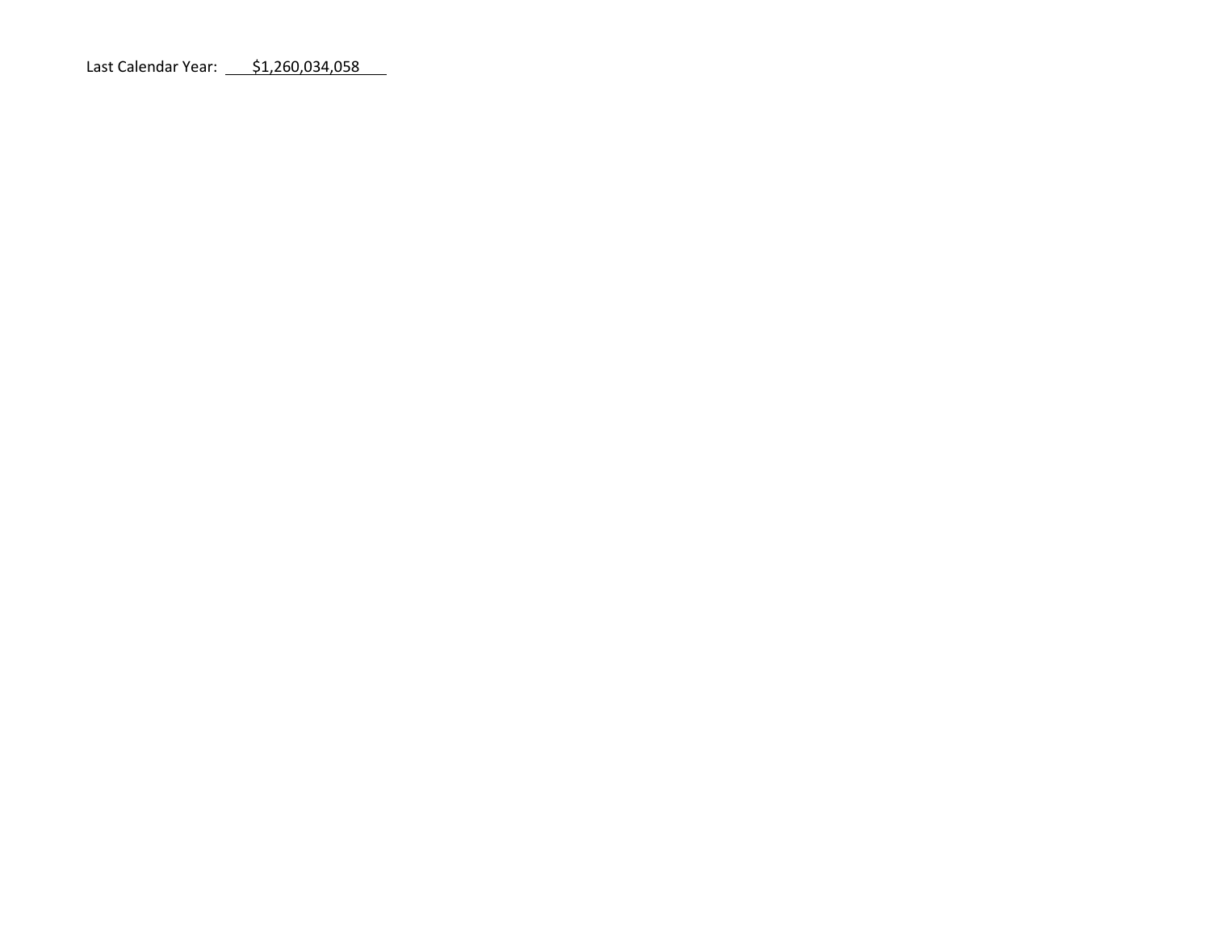Last Calendar Year: $1,260,034,058